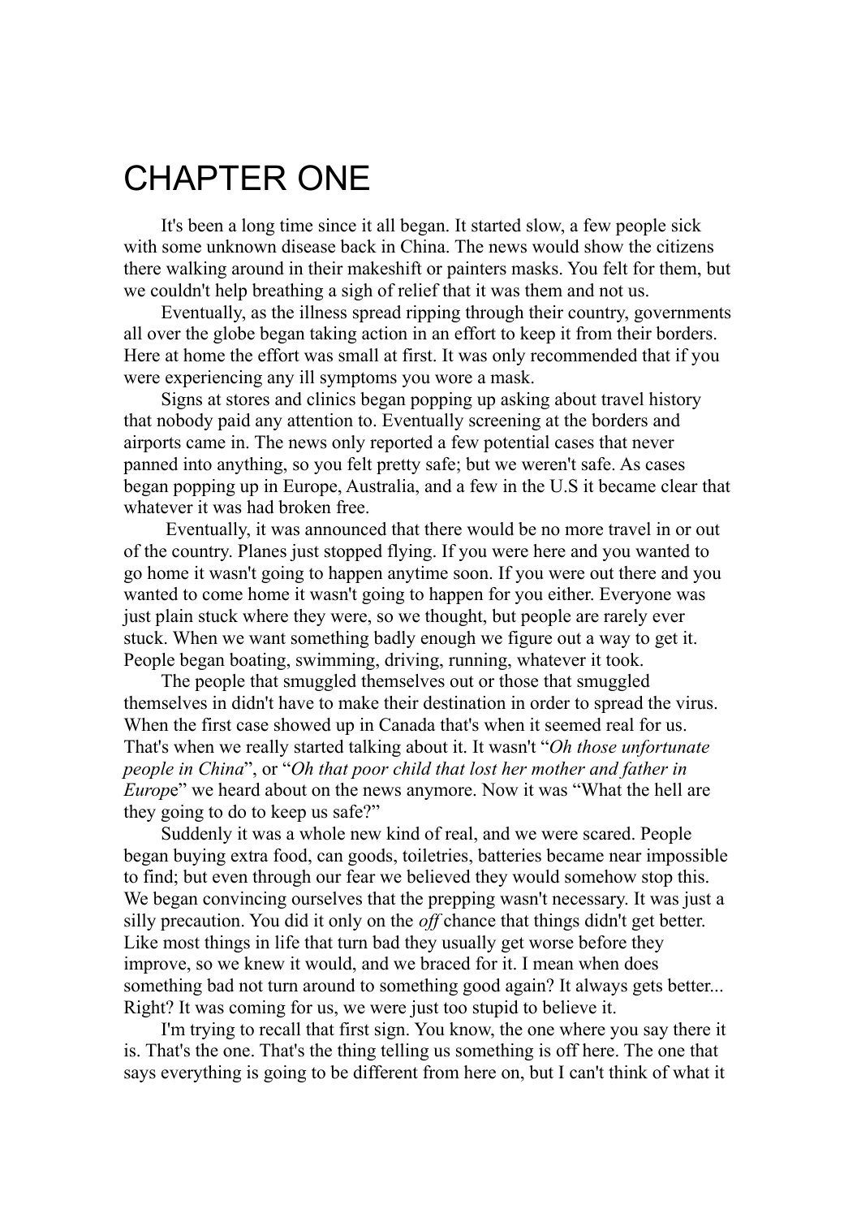# CHAPTER ONE

It's been a long time since it all began. It started slow, a few people sick with some unknown disease back in China. The news would show the citizens there walking around in their makeshift or painters masks. You felt for them, but we couldn't help breathing a sigh of relief that it was them and not us.

Eventually, as the illness spread ripping through their country, governments all over the globe began taking action in an effort to keep it from their borders. Here at home the effort was small at first. It was only recommended that if you were experiencing any ill symptoms you wore a mask.

Signs at stores and clinics began popping up asking about travel history that nobody paid any attention to. Eventually screening at the borders and airports came in. The news only reported a few potential cases that never panned into anything, so you felt pretty safe; but we weren't safe. As cases began popping up in Europe, Australia, and a few in the U.S it became clear that whatever it was had broken free.

Eventually, it was announced that there would be no more travel in or out of the country. Planes just stopped flying. If you were here and you wanted to go home it wasn't going to happen anytime soon. If you were out there and you wanted to come home it wasn't going to happen for you either. Everyone was just plain stuck where they were, so we thought, but people are rarely ever stuck. When we want something badly enough we figure out a way to get it. People began boating, swimming, driving, running, whatever it took.

The people that smuggled themselves out or those that smuggled themselves in didn't have to make their destination in order to spread the virus. When the first case showed up in Canada that's when it seemed real for us. That's when we really started talking about it. It wasn't "*Oh those unfortunate people in China*", or "*Oh that poor child that lost her mother and father in Europe*" we heard about on the news anymore. Now it was "What the hell are they going to do to keep us safe?"

Suddenly it was a whole new kind of real, and we were scared. People began buying extra food, can goods, toiletries, batteries became near impossible to find; but even through our fear we believed they would somehow stop this. We began convincing ourselves that the prepping wasn't necessary. It was just a silly precaution. You did it only on the *off* chance that things didn't get better. Like most things in life that turn bad they usually get worse before they improve, so we knew it would, and we braced for it. I mean when does something bad not turn around to something good again? It always gets better... Right? It was coming for us, we were just too stupid to believe it.

I'm trying to recall that first sign. You know, the one where you say there it is. That's the one. That's the thing telling us something is off here. The one that says everything is going to be different from here on, but I can't think of what it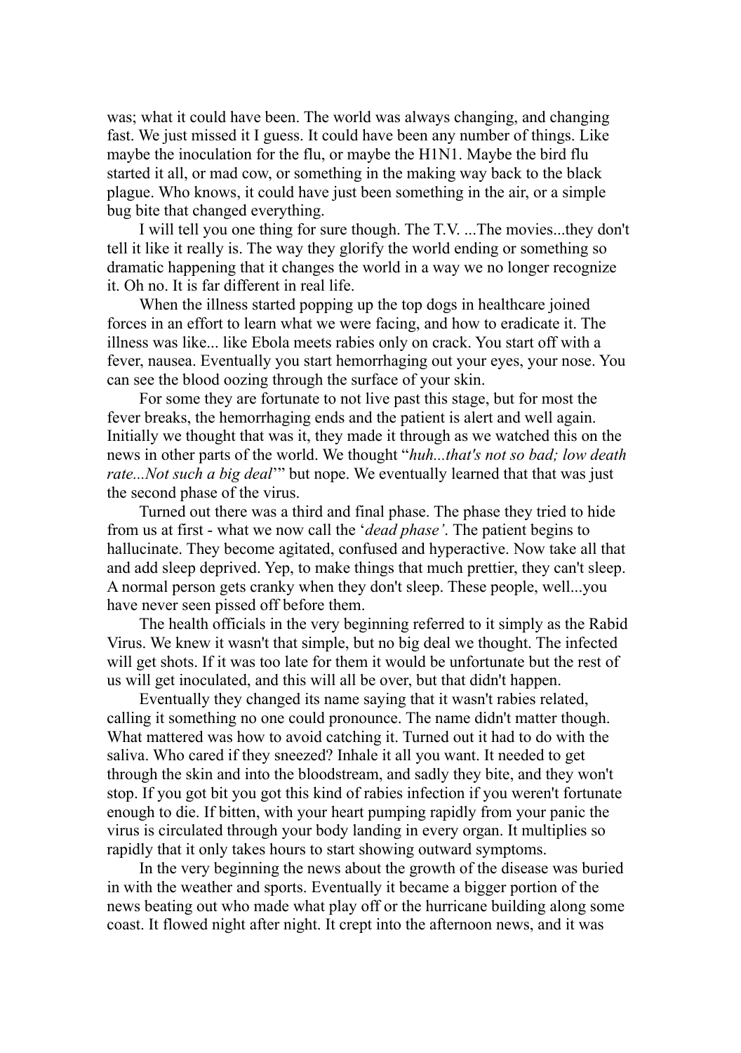was; what it could have been. The world was always changing, and changing fast. We just missed it I guess. It could have been any number of things. Like maybe the inoculation for the flu, or maybe the H1N1. Maybe the bird flu started it all, or mad cow, or something in the making way back to the black plague. Who knows, it could have just been something in the air, or a simple bug bite that changed everything.

I will tell you one thing for sure though. The T.V. ...The movies...they don't tell it like it really is. The way they glorify the world ending or something so dramatic happening that it changes the world in a way we no longer recognize it. Oh no. It is far different in real life.

When the illness started popping up the top dogs in healthcare joined forces in an effort to learn what we were facing, and how to eradicate it. The illness was like... like Ebola meets rabies only on crack. You start off with a fever, nausea. Eventually you start hemorrhaging out your eyes, your nose. You can see the blood oozing through the surface of your skin.

For some they are fortunate to not live past this stage, but for most the fever breaks, the hemorrhaging ends and the patient is alert and well again. Initially we thought that was it, they made it through as we watched this on the news in other parts of the world. We thought "*huh...that's not so bad; low death rate...Not such a big deal*'" but nope. We eventually learned that that was just the second phase of the virus.

Turned out there was a third and final phase. The phase they tried to hide from us at first - what we now call the '*dead phase'*. The patient begins to hallucinate. They become agitated, confused and hyperactive. Now take all that and add sleep deprived. Yep, to make things that much prettier, they can't sleep. A normal person gets cranky when they don't sleep. These people, well...you have never seen pissed off before them.

The health officials in the very beginning referred to it simply as the Rabid Virus. We knew it wasn't that simple, but no big deal we thought. The infected will get shots. If it was too late for them it would be unfortunate but the rest of us will get inoculated, and this will all be over, but that didn't happen.

Eventually they changed its name saying that it wasn't rabies related, calling it something no one could pronounce. The name didn't matter though. What mattered was how to avoid catching it. Turned out it had to do with the saliva. Who cared if they sneezed? Inhale it all you want. It needed to get through the skin and into the bloodstream, and sadly they bite, and they won't stop. If you got bit you got this kind of rabies infection if you weren't fortunate enough to die. If bitten, with your heart pumping rapidly from your panic the virus is circulated through your body landing in every organ. It multiplies so rapidly that it only takes hours to start showing outward symptoms.

In the very beginning the news about the growth of the disease was buried in with the weather and sports. Eventually it became a bigger portion of the news beating out who made what play off or the hurricane building along some coast. It flowed night after night. It crept into the afternoon news, and it was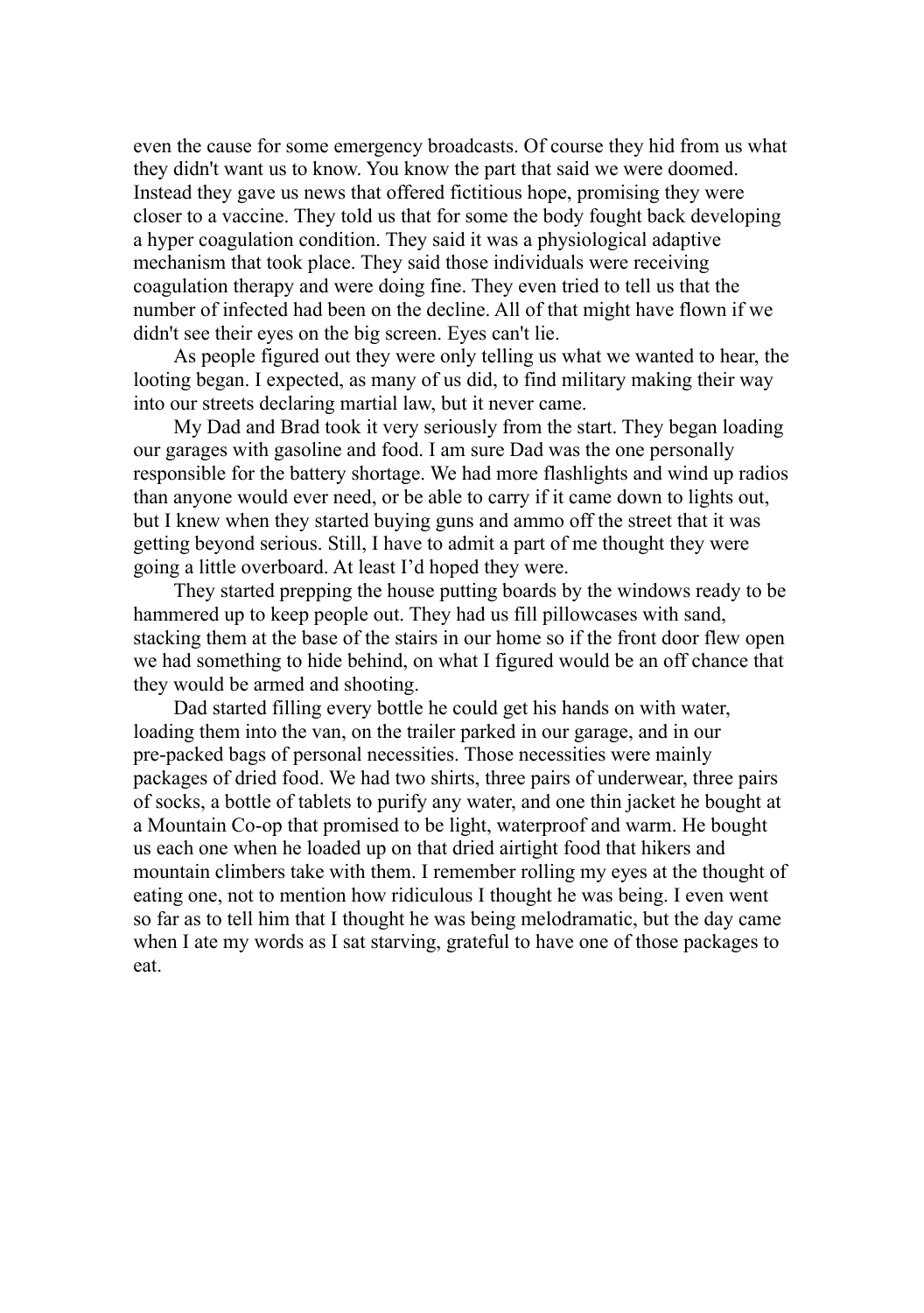even the cause for some emergency broadcasts. Of course they hid from us what they didn't want us to know. You know the part that said we were doomed. Instead they gave us news that offered fictitious hope, promising they were closer to a vaccine. They told us that for some the body fought back developing a hyper coagulation condition. They said it was a physiological adaptive mechanism that took place. They said those individuals were receiving coagulation therapy and were doing fine. They even tried to tell us that the number of infected had been on the decline. All of that might have flown if we didn't see their eyes on the big screen. Eyes can't lie.

As people figured out they were only telling us what we wanted to hear, the looting began. I expected, as many of us did, to find military making their way into our streets declaring martial law, but it never came.

My Dad and Brad took it very seriously from the start. They began loading our garages with gasoline and food. I am sure Dad was the one personally responsible for the battery shortage. We had more flashlights and wind up radios than anyone would ever need, or be able to carry if it came down to lights out, but I knew when they started buying guns and ammo off the street that it was getting beyond serious. Still, I have to admit a part of me thought they were going a little overboard. At least I'd hoped they were.

They started prepping the house putting boards by the windows ready to be hammered up to keep people out. They had us fill pillowcases with sand, stacking them at the base of the stairs in our home so if the front door flew open we had something to hide behind, on what I figured would be an off chance that they would be armed and shooting.

Dad started filling every bottle he could get his hands on with water, loading them into the van, on the trailer parked in our garage, and in our pre-packed bags of personal necessities. Those necessities were mainly packages of dried food. We had two shirts, three pairs of underwear, three pairs of socks, a bottle of tablets to purify any water, and one thin jacket he bought at a Mountain Co-op that promised to be light, waterproof and warm. He bought us each one when he loaded up on that dried airtight food that hikers and mountain climbers take with them. I remember rolling my eyes at the thought of eating one, not to mention how ridiculous I thought he was being. I even went so far as to tell him that I thought he was being melodramatic, but the day came when I ate my words as I sat starving, grateful to have one of those packages to eat.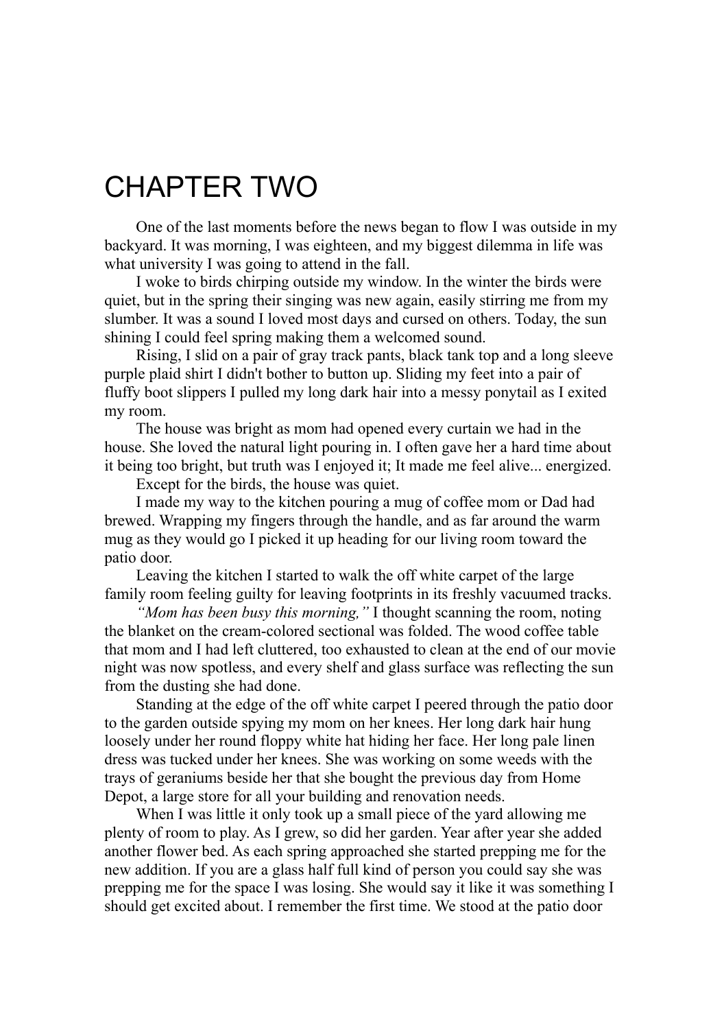# CHAPTER TWO

One of the last moments before the news began to flow I was outside in my backyard. It was morning, I was eighteen, and my biggest dilemma in life was what university I was going to attend in the fall.

I woke to birds chirping outside my window. In the winter the birds were quiet, but in the spring their singing was new again, easily stirring me from my slumber. It was a sound I loved most days and cursed on others. Today, the sun shining I could feel spring making them a welcomed sound.

Rising, I slid on a pair of gray track pants, black tank top and a long sleeve purple plaid shirt I didn't bother to button up. Sliding my feet into a pair of fluffy boot slippers I pulled my long dark hair into a messy ponytail as I exited my room.

The house was bright as mom had opened every curtain we had in the house. She loved the natural light pouring in. I often gave her a hard time about it being too bright, but truth was I enjoyed it; It made me feel alive... energized.

Except for the birds, the house was quiet.

I made my way to the kitchen pouring a mug of coffee mom or Dad had brewed. Wrapping my fingers through the handle, and as far around the warm mug as they would go I picked it up heading for our living room toward the patio door.

Leaving the kitchen I started to walk the off white carpet of the large family room feeling guilty for leaving footprints in its freshly vacuumed tracks.

*"Mom has been busy this morning,"* I thought scanning the room, noting the blanket on the cream-colored sectional was folded. The wood coffee table that mom and I had left cluttered, too exhausted to clean at the end of our movie night was now spotless, and every shelf and glass surface was reflecting the sun from the dusting she had done.

Standing at the edge of the off white carpet I peered through the patio door to the garden outside spying my mom on her knees. Her long dark hair hung loosely under her round floppy white hat hiding her face. Her long pale linen dress was tucked under her knees. She was working on some weeds with the trays of geraniums beside her that she bought the previous day from Home Depot, a large store for all your building and renovation needs.

When I was little it only took up a small piece of the yard allowing me plenty of room to play. As I grew, so did her garden. Year after year she added another flower bed. As each spring approached she started prepping me for the new addition. If you are a glass half full kind of person you could say she was prepping me for the space I was losing. She would say it like it was something I should get excited about. I remember the first time. We stood at the patio door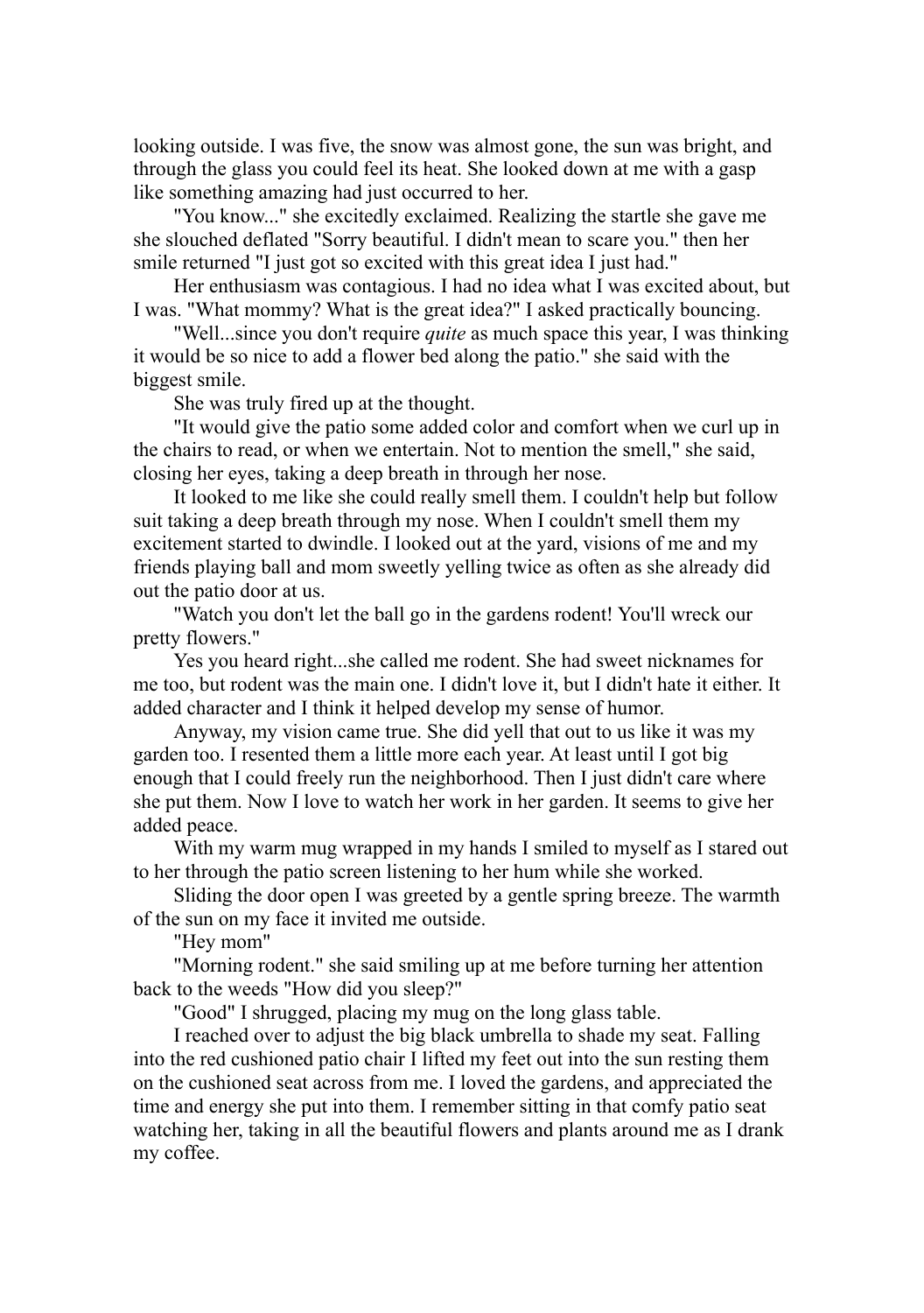looking outside. I was five, the snow was almost gone, the sun was bright, and through the glass you could feel its heat. She looked down at me with a gasp like something amazing had just occurred to her.

"You know..." she excitedly exclaimed. Realizing the startle she gave me she slouched deflated "Sorry beautiful. I didn't mean to scare you." then her smile returned "I just got so excited with this great idea I just had."

Her enthusiasm was contagious. I had no idea what I was excited about, but I was. "What mommy? What is the great idea?" I asked practically bouncing.

"Well...since you don't require *quite* as much space this year, I was thinking it would be so nice to add a flower bed along the patio." she said with the biggest smile.

She was truly fired up at the thought.

"It would give the patio some added color and comfort when we curl up in the chairs to read, or when we entertain. Not to mention the smell," she said, closing her eyes, taking a deep breath in through her nose.

It looked to me like she could really smell them. I couldn't help but follow suit taking a deep breath through my nose. When I couldn't smell them my excitement started to dwindle. I looked out at the yard, visions of me and my friends playing ball and mom sweetly yelling twice as often as she already did out the patio door at us.

"Watch you don't let the ball go in the gardens rodent! You'll wreck our pretty flowers."

Yes you heard right...she called me rodent. She had sweet nicknames for me too, but rodent was the main one. I didn't love it, but I didn't hate it either. It added character and I think it helped develop my sense of humor.

Anyway, my vision came true. She did yell that out to us like it was my garden too. I resented them a little more each year. At least until I got big enough that I could freely run the neighborhood. Then I just didn't care where she put them. Now I love to watch her work in her garden. It seems to give her added peace.

With my warm mug wrapped in my hands I smiled to myself as I stared out to her through the patio screen listening to her hum while she worked.

Sliding the door open I was greeted by a gentle spring breeze. The warmth of the sun on my face it invited me outside.

"Hey mom"

"Morning rodent." she said smiling up at me before turning her attention back to the weeds "How did you sleep?"

"Good" I shrugged, placing my mug on the long glass table.

I reached over to adjust the big black umbrella to shade my seat. Falling into the red cushioned patio chair I lifted my feet out into the sun resting them on the cushioned seat across from me. I loved the gardens, and appreciated the time and energy she put into them. I remember sitting in that comfy patio seat watching her, taking in all the beautiful flowers and plants around me as I drank my coffee.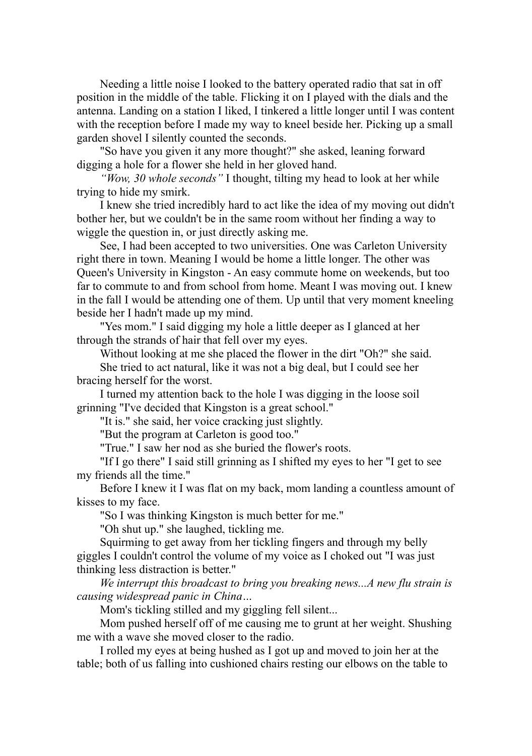Needing a little noise I looked to the battery operated radio that sat in off position in the middle of the table. Flicking it on I played with the dials and the antenna. Landing on a station I liked, I tinkered a little longer until I was content with the reception before I made my way to kneel beside her. Picking up a small garden shovel I silently counted the seconds.

"So have you given it any more thought?" she asked, leaning forward digging a hole for a flower she held in her gloved hand.

*"Wow, 30 whole seconds"* I thought, tilting my head to look at her while trying to hide my smirk.

I knew she tried incredibly hard to act like the idea of my moving out didn't bother her, but we couldn't be in the same room without her finding a way to wiggle the question in, or just directly asking me.

See, I had been accepted to two universities. One was Carleton University right there in town. Meaning I would be home a little longer. The other was Queen's University in Kingston - An easy commute home on weekends, but too far to commute to and from school from home. Meant I was moving out. I knew in the fall I would be attending one of them. Up until that very moment kneeling beside her I hadn't made up my mind.

"Yes mom." I said digging my hole a little deeper as I glanced at her through the strands of hair that fell over my eyes.

Without looking at me she placed the flower in the dirt "Oh?" she said.

She tried to act natural, like it was not a big deal, but I could see her bracing herself for the worst.

I turned my attention back to the hole I was digging in the loose soil grinning "I've decided that Kingston is a great school."

"It is." she said, her voice cracking just slightly.

"But the program at Carleton is good too."

"True." I saw her nod as she buried the flower's roots.

"If I go there" I said still grinning as I shifted my eyes to her "I get to see my friends all the time."

Before I knew it I was flat on my back, mom landing a countless amount of kisses to my face.

"So I was thinking Kingston is much better for me."

"Oh shut up." she laughed, tickling me.

Squirming to get away from her tickling fingers and through my belly giggles I couldn't control the volume of my voice as I choked out "I was just thinking less distraction is better."

*We interrupt this broadcast to bring you breaking news...A new flu strain is causing widespread panic in China…*

Mom's tickling stilled and my giggling fell silent...

Mom pushed herself off of me causing me to grunt at her weight. Shushing me with a wave she moved closer to the radio.

I rolled my eyes at being hushed as I got up and moved to join her at the table; both of us falling into cushioned chairs resting our elbows on the table to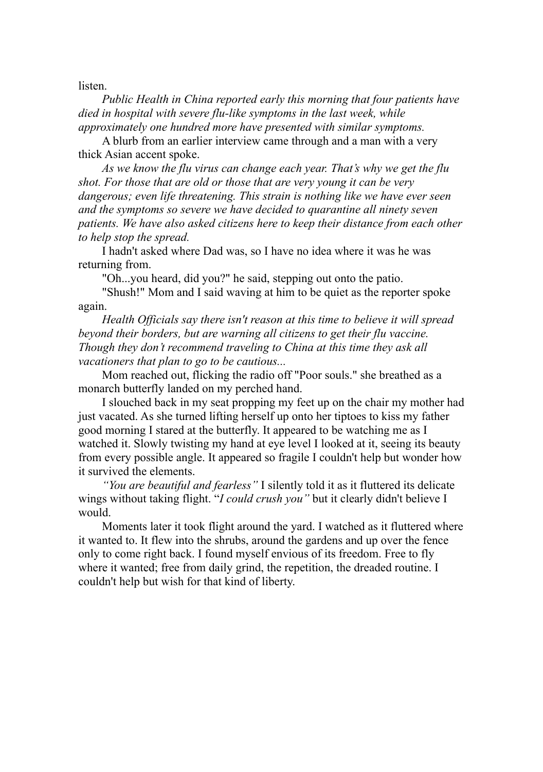listen.

*Public Health in China reported early this morning that four patients have died in hospital with severe flu-like symptoms in the last week, while approximately one hundred more have presented with similar symptoms.*

A blurb from an earlier interview came through and a man with a very thick Asian accent spoke.

*As we know the flu virus can change each year. That's why we get the flu shot. For those that are old or those that are very young it can be very dangerous; even life threatening. This strain is nothing like we have ever seen and the symptoms so severe we have decided to quarantine all ninety seven patients. We have also asked citizens here to keep their distance from each other to help stop the spread.*

I hadn't asked where Dad was, so I have no idea where it was he was returning from.

"Oh...you heard, did you?" he said, stepping out onto the patio.

"Shush!" Mom and I said waving at him to be quiet as the reporter spoke again.

*Health Officials say there isn't reason at this time to believe it will spread beyond their borders, but are warning all citizens to get their flu vaccine. Though they don't recommend traveling to China at this time they ask all vacationers that plan to go to be cautious...*

Mom reached out, flicking the radio off "Poor souls." she breathed as a monarch butterfly landed on my perched hand.

I slouched back in my seat propping my feet up on the chair my mother had just vacated. As she turned lifting herself up onto her tiptoes to kiss my father good morning I stared at the butterfly. It appeared to be watching me as I watched it. Slowly twisting my hand at eye level I looked at it, seeing its beauty from every possible angle. It appeared so fragile I couldn't help but wonder how it survived the elements.

*"You are beautiful and fearless"* I silently told it as it fluttered its delicate wings without taking flight. "*I could crush you"* but it clearly didn't believe I would.

Moments later it took flight around the yard. I watched as it fluttered where it wanted to. It flew into the shrubs, around the gardens and up over the fence only to come right back. I found myself envious of its freedom. Free to fly where it wanted; free from daily grind, the repetition, the dreaded routine. I couldn't help but wish for that kind of liberty.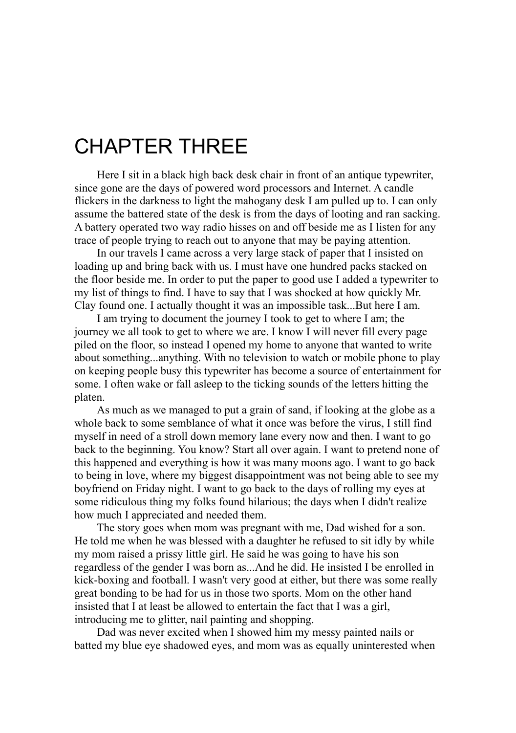# CHAPTER THREE

Here I sit in a black high back desk chair in front of an antique typewriter, since gone are the days of powered word processors and Internet. A candle flickers in the darkness to light the mahogany desk I am pulled up to. I can only assume the battered state of the desk is from the days of looting and ran sacking. A battery operated two way radio hisses on and off beside me as I listen for any trace of people trying to reach out to anyone that may be paying attention.

In our travels I came across a very large stack of paper that I insisted on loading up and bring back with us. I must have one hundred packs stacked on the floor beside me. In order to put the paper to good use I added a typewriter to my list of things to find. I have to say that I was shocked at how quickly Mr. Clay found one. I actually thought it was an impossible task...But here I am.

I am trying to document the journey I took to get to where I am; the journey we all took to get to where we are. I know I will never fill every page piled on the floor, so instead I opened my home to anyone that wanted to write about something...anything. With no television to watch or mobile phone to play on keeping people busy this typewriter has become a source of entertainment for some. I often wake or fall asleep to the ticking sounds of the letters hitting the platen.

As much as we managed to put a grain of sand, if looking at the globe as a whole back to some semblance of what it once was before the virus, I still find myself in need of a stroll down memory lane every now and then. I want to go back to the beginning. You know? Start all over again. I want to pretend none of this happened and everything is how it was many moons ago. I want to go back to being in love, where my biggest disappointment was not being able to see my boyfriend on Friday night. I want to go back to the days of rolling my eyes at some ridiculous thing my folks found hilarious; the days when I didn't realize how much I appreciated and needed them.

The story goes when mom was pregnant with me, Dad wished for a son. He told me when he was blessed with a daughter he refused to sit idly by while my mom raised a prissy little girl. He said he was going to have his son regardless of the gender I was born as...And he did. He insisted I be enrolled in kick-boxing and football. I wasn't very good at either, but there was some really great bonding to be had for us in those two sports. Mom on the other hand insisted that I at least be allowed to entertain the fact that I was a girl, introducing me to glitter, nail painting and shopping.

Dad was never excited when I showed him my messy painted nails or batted my blue eye shadowed eyes, and mom was as equally uninterested when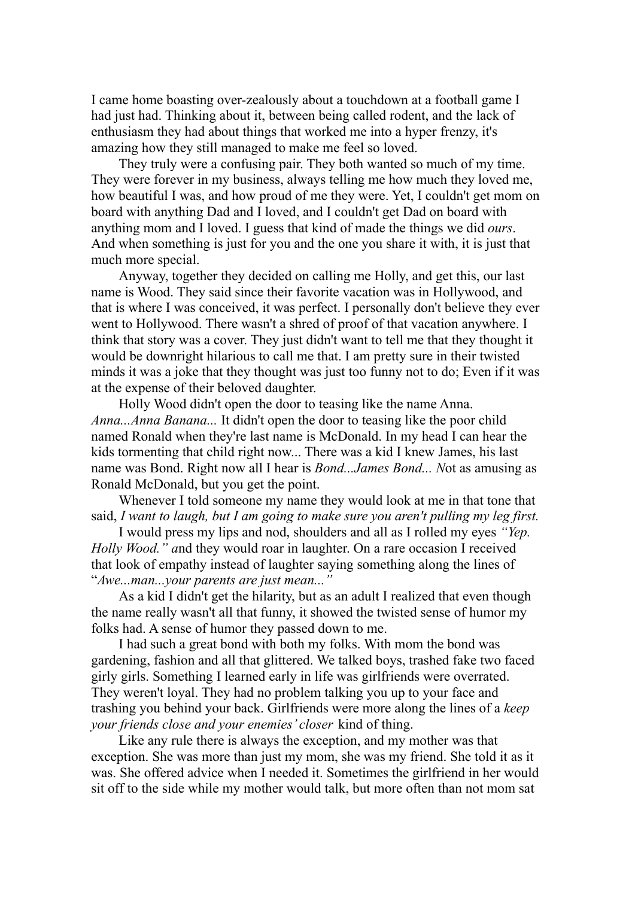I came home boasting over-zealously about a touchdown at a football game I had just had. Thinking about it, between being called rodent, and the lack of enthusiasm they had about things that worked me into a hyper frenzy, it's amazing how they still managed to make me feel so loved.

They truly were a confusing pair. They both wanted so much of my time. They were forever in my business, always telling me how much they loved me, how beautiful I was, and how proud of me they were. Yet, I couldn't get mom on board with anything Dad and I loved, and I couldn't get Dad on board with anything mom and I loved. I guess that kind of made the things we did *ours*. And when something is just for you and the one you share it with, it is just that much more special.

Anyway, together they decided on calling me Holly, and get this, our last name is Wood. They said since their favorite vacation was in Hollywood, and that is where I was conceived, it was perfect. I personally don't believe they ever went to Hollywood. There wasn't a shred of proof of that vacation anywhere. I think that story was a cover. They just didn't want to tell me that they thought it would be downright hilarious to call me that. I am pretty sure in their twisted minds it was a joke that they thought was just too funny not to do; Even if it was at the expense of their beloved daughter.

Holly Wood didn't open the door to teasing like the name Anna. *Anna...Anna Banana...* It didn't open the door to teasing like the poor child named Ronald when they're last name is McDonald. In my head I can hear the kids tormenting that child right now... There was a kid I knew James, his last name was Bond. Right now all I hear is *Bond...James Bond... N*ot as amusing as Ronald McDonald, but you get the point.

Whenever I told someone my name they would look at me in that tone that said, *I want to laugh, but I am going to make sure you aren't pulling my leg first.*

I would press my lips and nod, shoulders and all as I rolled my eyes *"Yep. Holly Wood." a*nd they would roar in laughter. On a rare occasion I received that look of empathy instead of laughter saying something along the lines of "*Awe...man...your parents are just mean..."*

As a kid I didn't get the hilarity, but as an adult I realized that even though the name really wasn't all that funny, it showed the twisted sense of humor my folks had. A sense of humor they passed down to me.

I had such a great bond with both my folks. With mom the bond was gardening, fashion and all that glittered. We talked boys, trashed fake two faced girly girls. Something I learned early in life was girlfriends were overrated. They weren't loyal. They had no problem talking you up to your face and trashing you behind your back. Girlfriends were more along the lines of a *keep your friends close and your enemies' closer* kind of thing.

Like any rule there is always the exception, and my mother was that exception. She was more than just my mom, she was my friend. She told it as it was. She offered advice when I needed it. Sometimes the girlfriend in her would sit off to the side while my mother would talk, but more often than not mom sat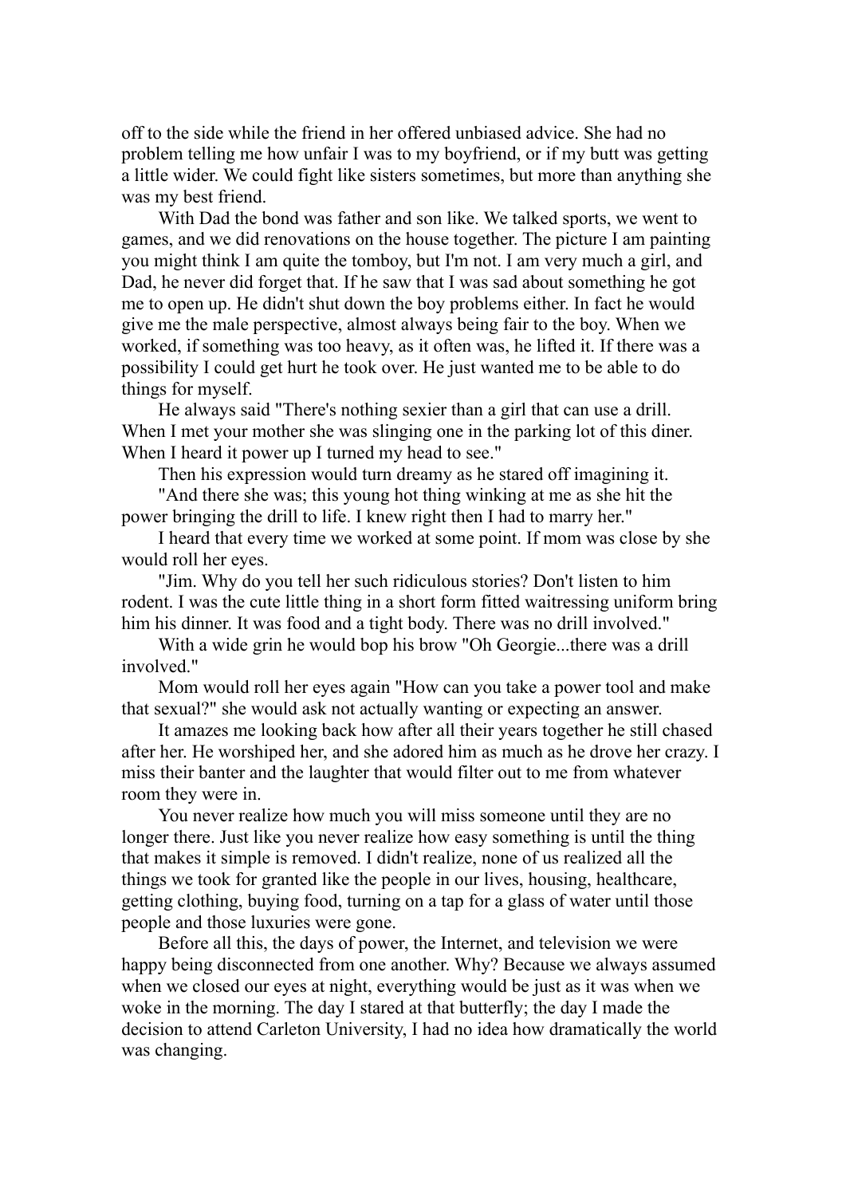off to the side while the friend in her offered unbiased advice. She had no problem telling me how unfair I was to my boyfriend, or if my butt was getting a little wider. We could fight like sisters sometimes, but more than anything she was my best friend.

With Dad the bond was father and son like. We talked sports, we went to games, and we did renovations on the house together. The picture I am painting you might think I am quite the tomboy, but I'm not. I am very much a girl, and Dad, he never did forget that. If he saw that I was sad about something he got me to open up. He didn't shut down the boy problems either. In fact he would give me the male perspective, almost always being fair to the boy. When we worked, if something was too heavy, as it often was, he lifted it. If there was a possibility I could get hurt he took over. He just wanted me to be able to do things for myself.

He always said "There's nothing sexier than a girl that can use a drill. When I met your mother she was slinging one in the parking lot of this diner. When I heard it power up I turned my head to see."

Then his expression would turn dreamy as he stared off imagining it.

"And there she was; this young hot thing winking at me as she hit the power bringing the drill to life. I knew right then I had to marry her."

I heard that every time we worked at some point. If mom was close by she would roll her eyes.

"Jim. Why do you tell her such ridiculous stories? Don't listen to him rodent. I was the cute little thing in a short form fitted waitressing uniform bring him his dinner. It was food and a tight body. There was no drill involved."

With a wide grin he would bop his brow "Oh Georgie...there was a drill involved."

Mom would roll her eyes again "How can you take a power tool and make that sexual?" she would ask not actually wanting or expecting an answer.

It amazes me looking back how after all their years together he still chased after her. He worshiped her, and she adored him as much as he drove her crazy. I miss their banter and the laughter that would filter out to me from whatever room they were in.

You never realize how much you will miss someone until they are no longer there. Just like you never realize how easy something is until the thing that makes it simple is removed. I didn't realize, none of us realized all the things we took for granted like the people in our lives, housing, healthcare, getting clothing, buying food, turning on a tap for a glass of water until those people and those luxuries were gone.

Before all this, the days of power, the Internet, and television we were happy being disconnected from one another. Why? Because we always assumed when we closed our eyes at night, everything would be just as it was when we woke in the morning. The day I stared at that butterfly; the day I made the decision to attend Carleton University, I had no idea how dramatically the world was changing.